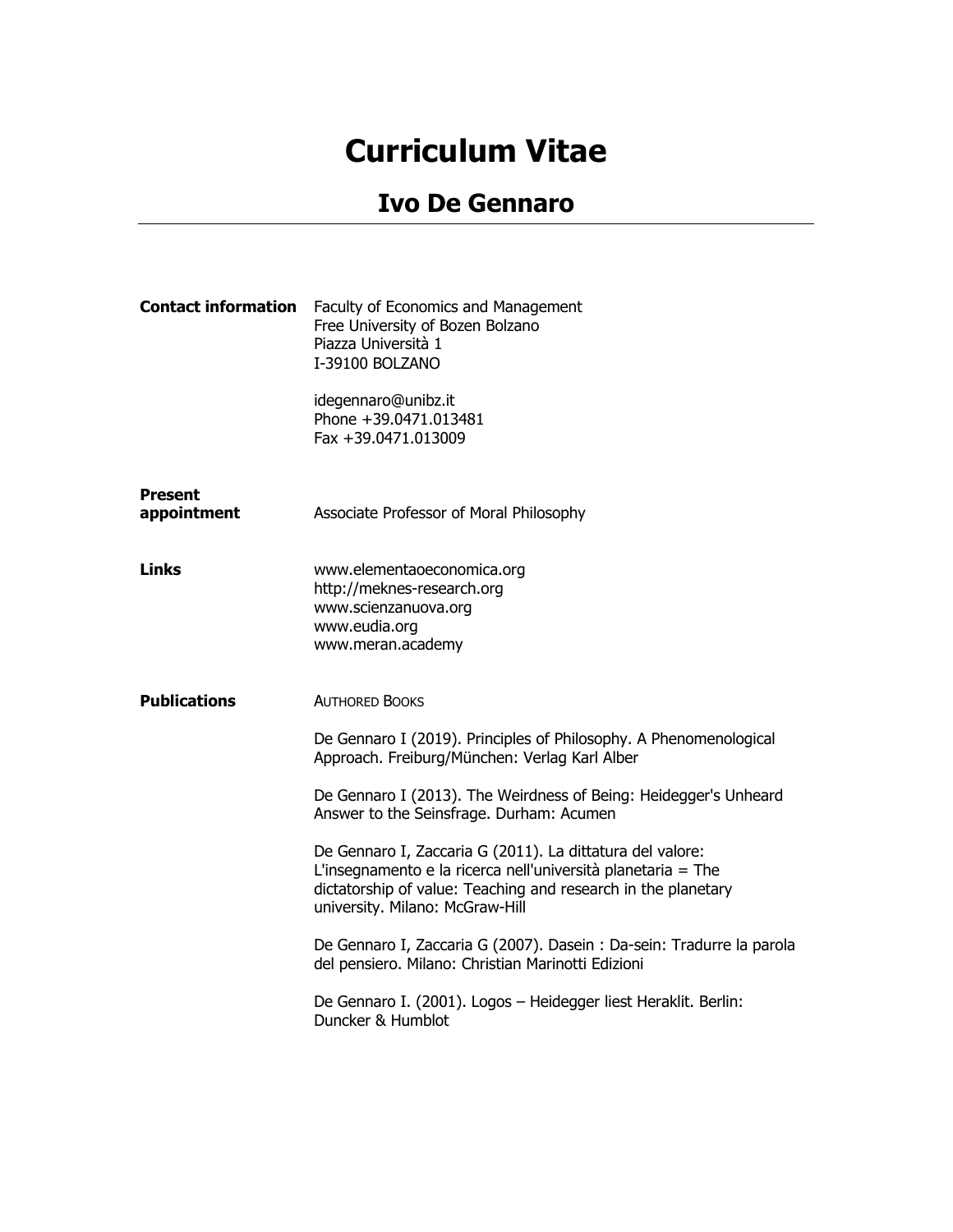# Curriculum Vitae

## Ivo De Gennaro

---

**Contact information**

Faculty of Economics and Management
Free University of Bozen Bolzano
Piazza Università 1
I-39100 BOLZANO

idegennaro@unibz.it
Phone +39.0471.013481
Fax +39.0471.013009

**Present appointment**

Associate Professor of Moral Philosophy

**Links**

www.elementaoeconomica.org
http://meknes-research.org
www.scienzanuova.org
www.eudia.org
www.meran.academy

**Publications**

AUTHORED BOOKS

De Gennaro I (2019). Principles of Philosophy. A Phenomenological Approach. Freiburg/München: Verlag Karl Alber

De Gennaro I (2013). The Weirdness of Being: Heidegger's Unheard Answer to the Seinsfrage. Durham: Acumen

De Gennaro I, Zaccaria G (2011). La dittatura del valore: L'insegnamento e la ricerca nell'università planetaria = The dictatorship of value: Teaching and research in the planetary university. Milano: McGraw-Hill

De Gennaro I, Zaccaria G (2007). Dasein : Da-sein: Tradurre la parola del pensiero. Milano: Christian Marinotti Edizioni

De Gennaro I. (2001). Logos – Heidegger liest Heraklit. Berlin: Duncker & Humblot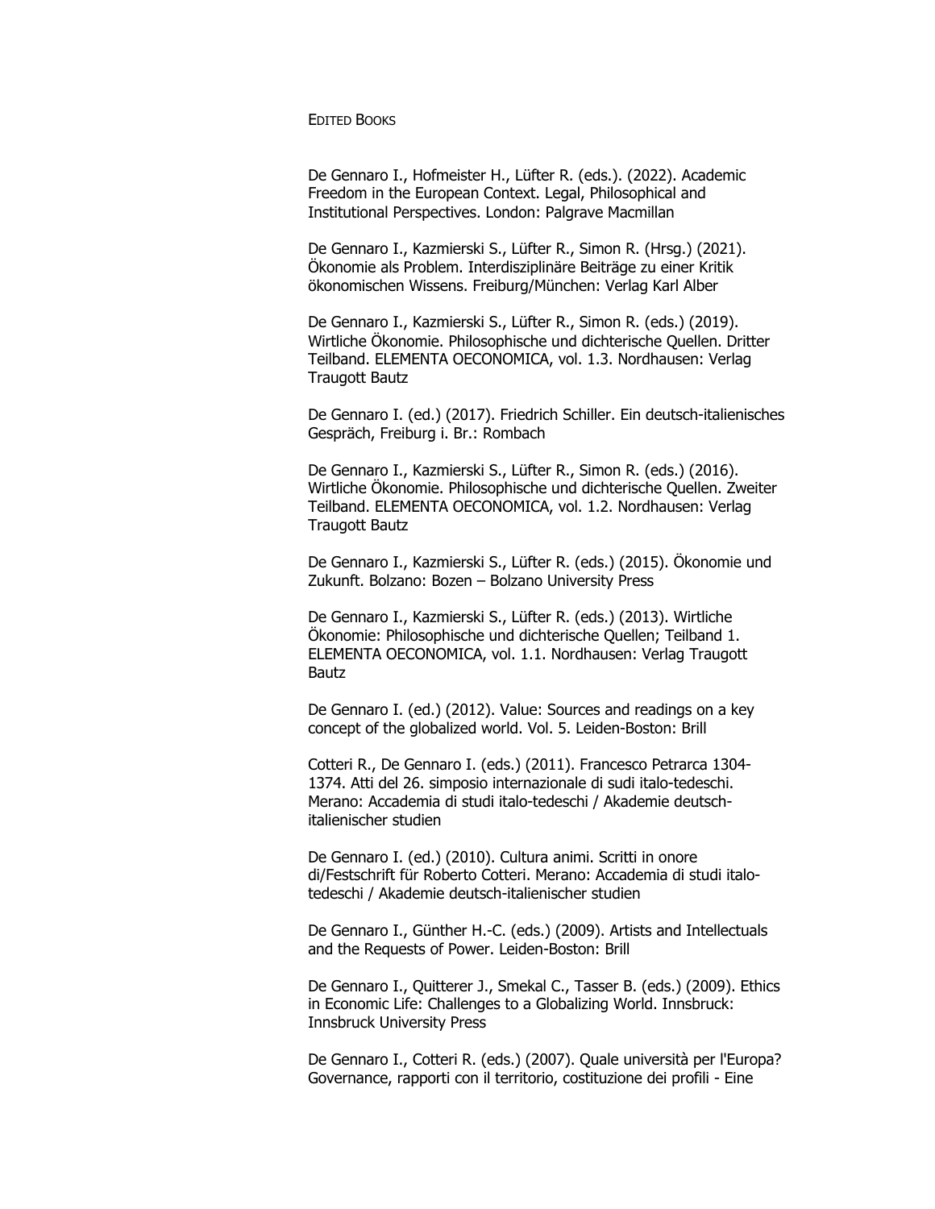## Edited Books

De Gennaro I., Hofmeister H., Lüfter R. (eds.). (2022). Academic Freedom in the European Context. Legal, Philosophical and Institutional Perspectives. London: Palgrave Macmillan

De Gennaro I., Kazmierski S., Lüfter R., Simon R. (Hrsg.) (2021). Ökonomie als Problem. Interdisziplinäre Beiträge zu einer Kritik ökonomischen Wissens. Freiburg/München: Verlag Karl Alber

De Gennaro I., Kazmierski S., Lüfter R., Simon R. (eds.) (2019). Wirtliche Ökonomie. Philosophische und dichterische Quellen. Dritter Teilband. ELEMENTA OECONOMICA, vol. 1.3. Nordhausen: Verlag Traugott Bautz

De Gennaro I. (ed.) (2017). Friedrich Schiller. Ein deutsch-italienisches Gespräch, Freiburg i. Br.: Rombach

De Gennaro I., Kazmierski S., Lüfter R., Simon R. (eds.) (2016). Wirtliche Ökonomie. Philosophische und dichterische Quellen. Zweiter Teilband. ELEMENTA OECONOMICA, vol. 1.2. Nordhausen: Verlag Traugott Bautz

De Gennaro I., Kazmierski S., Lüfter R. (eds.) (2015). Ökonomie und Zukunft. Bolzano: Bozen – Bolzano University Press

De Gennaro I., Kazmierski S., Lüfter R. (eds.) (2013). Wirtliche Ökonomie: Philosophische und dichterische Quellen; Teilband 1. ELEMENTA OECONOMICA, vol. 1.1. Nordhausen: Verlag Traugott Bautz

De Gennaro I. (ed.) (2012). Value: Sources and readings on a key concept of the globalized world. Vol. 5. Leiden-Boston: Brill

Cotteri R., De Gennaro I. (eds.) (2011). Francesco Petrarca 1304-1374. Atti del 26. simposio internazionale di sudi italo-tedeschi. Merano: Accademia di studi italo-tedeschi / Akademie deutsch-italienischer studien

De Gennaro I. (ed.) (2010). Cultura animi. Scritti in onore di/Festschrift für Roberto Cotteri. Merano: Accademia di studi italo-tedeschi / Akademie deutsch-italienischer studien

De Gennaro I., Günther H.-C. (eds.) (2009). Artists and Intellectuals and the Requests of Power. Leiden-Boston: Brill

De Gennaro I., Quitterer J., Smekal C., Tasser B. (eds.) (2009). Ethics in Economic Life: Challenges to a Globalizing World. Innsbruck: Innsbruck University Press

De Gennaro I., Cotteri R. (eds.) (2007). Quale università per l'Europa? Governance, rapporti con il territorio, costituzione dei profili - Eine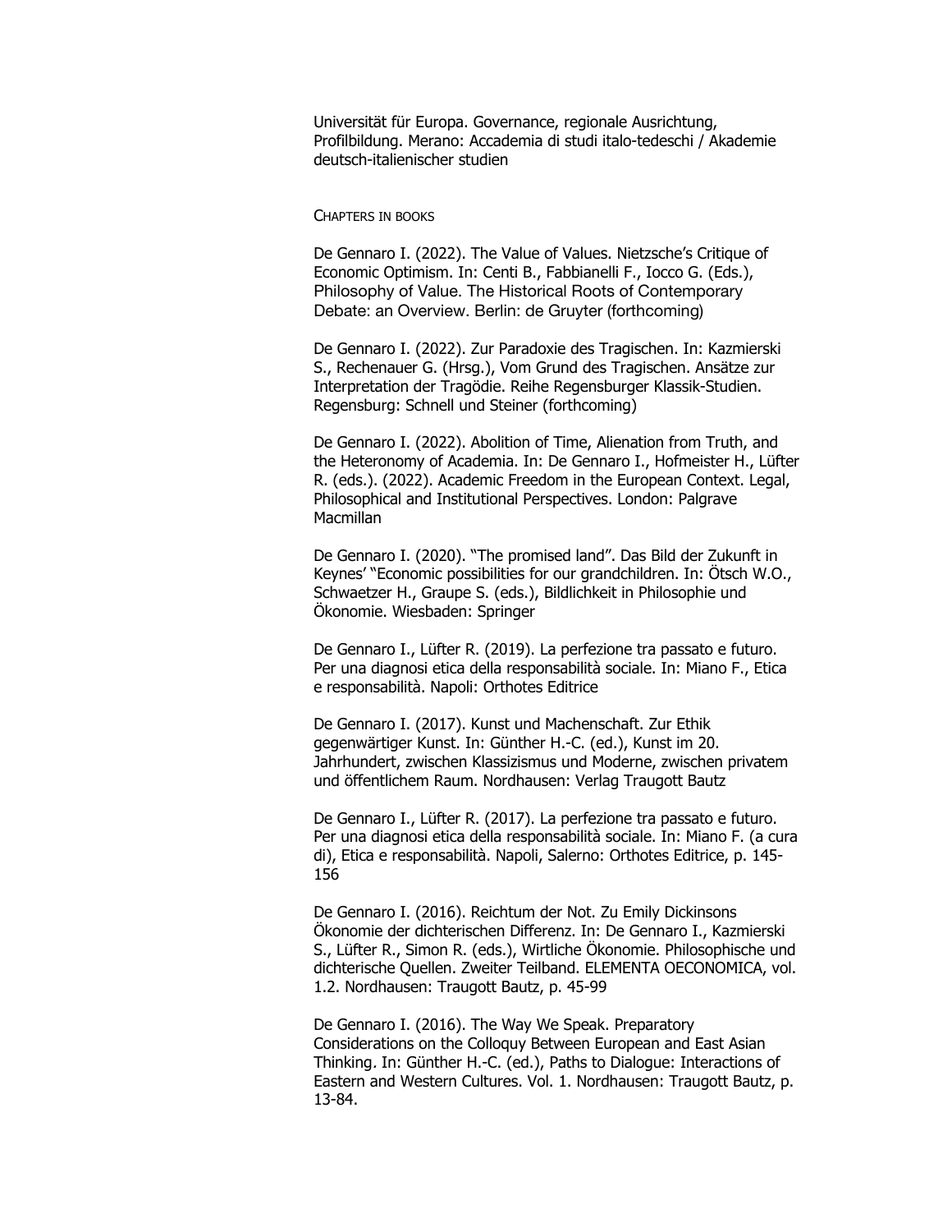Universität für Europa. Governance, regionale Ausrichtung, Profilbildung. Merano: Accademia di studi italo-tedeschi / Akademie deutsch-italienischer studien

## Chapters in books

De Gennaro I. (2022). The Value of Values. Nietzsche's Critique of Economic Optimism. In: Centi B., Fabbianelli F., Iocco G. (Eds.), Philosophy of Value. The Historical Roots of Contemporary Debate: an Overview. Berlin: de Gruyter (forthcoming)

De Gennaro I. (2022). Zur Paradoxie des Tragischen. In: Kazmierski S., Rechenauer G. (Hrsg.), Vom Grund des Tragischen. Ansätze zur Interpretation der Tragödie. Reihe Regensburger Klassik-Studien. Regensburg: Schnell und Steiner (forthcoming)

De Gennaro I. (2022). Abolition of Time, Alienation from Truth, and the Heteronomy of Academia. In: De Gennaro I., Hofmeister H., Lüfter R. (eds.). (2022). Academic Freedom in the European Context. Legal, Philosophical and Institutional Perspectives. London: Palgrave Macmillan

De Gennaro I. (2020). "The promised land". Das Bild der Zukunft in Keynes' "Economic possibilities for our grandchildren. In: Ötsch W.O., Schwaetzer H., Graupe S. (eds.), Bildlichkeit in Philosophie und Ökonomie. Wiesbaden: Springer

De Gennaro I., Lüfter R. (2019). La perfezione tra passato e futuro. Per una diagnosi etica della responsabilità sociale. In: Miano F., Etica e responsabilità. Napoli: Orthotes Editrice

De Gennaro I. (2017). Kunst und Machenschaft. Zur Ethik gegenwärtiger Kunst. In: Günther H.-C. (ed.), Kunst im 20. Jahrhundert, zwischen Klassizismus und Moderne, zwischen privatem und öffentlichem Raum. Nordhausen: Verlag Traugott Bautz

De Gennaro I., Lüfter R. (2017). La perfezione tra passato e futuro. Per una diagnosi etica della responsabilità sociale. In: Miano F. (a cura di), Etica e responsabilità. Napoli, Salerno: Orthotes Editrice, p. 145-156

De Gennaro I. (2016). Reichtum der Not. Zu Emily Dickinsons Ökonomie der dichterischen Differenz. In: De Gennaro I., Kazmierski S., Lüfter R., Simon R. (eds.), Wirtliche Ökonomie. Philosophische und dichterische Quellen. Zweiter Teilband. ELEMENTA OECONOMICA, vol. 1.2. Nordhausen: Traugott Bautz, p. 45-99

De Gennaro I. (2016). The Way We Speak. Preparatory Considerations on the Colloquy Between European and East Asian Thinking. In: Günther H.-C. (ed.), Paths to Dialogue: Interactions of Eastern and Western Cultures. Vol. 1. Nordhausen: Traugott Bautz, p. 13-84.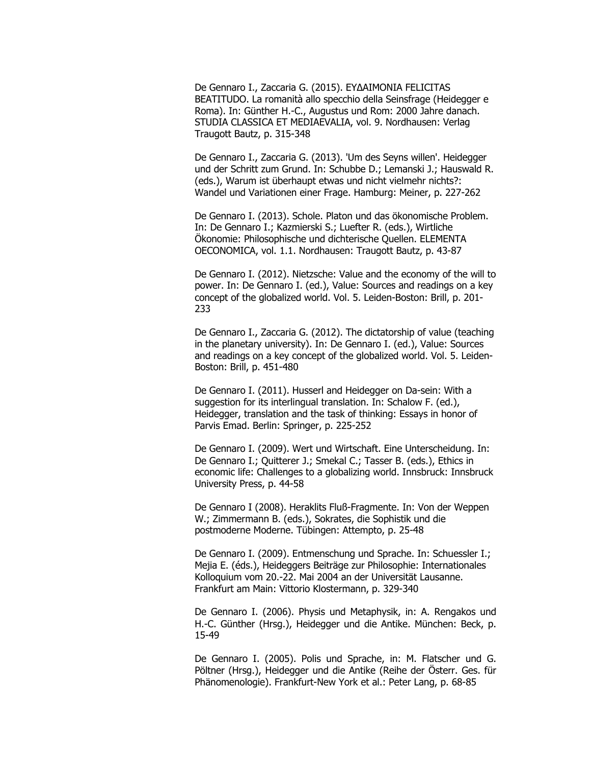De Gennaro I., Zaccaria G. (2015). ΕΥΔΑΙΜΟΝΙΑ FELICITAS BEATITUDO. La romanità allo specchio della Seinsfrage (Heidegger e Roma). In: Günther H.-C., Augustus und Rom: 2000 Jahre danach. STUDIA CLASSICA ET MEDIAEVALIA, vol. 9. Nordhausen: Verlag Traugott Bautz, p. 315-348

De Gennaro I., Zaccaria G. (2013). 'Um des Seyns willen'. Heidegger und der Schritt zum Grund. In: Schubbe D.; Lemanski J.; Hauswald R. (eds.), Warum ist überhaupt etwas und nicht vielmehr nichts?: Wandel und Variationen einer Frage. Hamburg: Meiner, p. 227-262

De Gennaro I. (2013). Schole. Platon und das ökonomische Problem. In: De Gennaro I.; Kazmierski S.; Luefter R. (eds.), Wirtliche Ökonomie: Philosophische und dichterische Quellen. ELEMENTA OECONOMICA, vol. 1.1. Nordhausen: Traugott Bautz, p. 43-87

De Gennaro I. (2012). Nietzsche: Value and the economy of the will to power. In: De Gennaro I. (ed.), Value: Sources and readings on a key concept of the globalized world. Vol. 5. Leiden-Boston: Brill, p. 201-233

De Gennaro I., Zaccaria G. (2012). The dictatorship of value (teaching in the planetary university). In: De Gennaro I. (ed.), Value: Sources and readings on a key concept of the globalized world. Vol. 5. Leiden-Boston: Brill, p. 451-480

De Gennaro I. (2011). Husserl and Heidegger on Da-sein: With a suggestion for its interlingual translation. In: Schalow F. (ed.), Heidegger, translation and the task of thinking: Essays in honor of Parvis Emad. Berlin: Springer, p. 225-252

De Gennaro I. (2009). Wert und Wirtschaft. Eine Unterscheidung. In: De Gennaro I.; Quitterer J.; Smekal C.; Tasser B. (eds.), Ethics in economic life: Challenges to a globalizing world. Innsbruck: Innsbruck University Press, p. 44-58

De Gennaro I (2008). Heraklits Fluß-Fragmente. In: Von der Weppen W.; Zimmermann B. (eds.), Sokrates, die Sophistik und die postmoderne Moderne. Tübingen: Attempto, p. 25-48

De Gennaro I. (2009). Entmenschung und Sprache. In: Schuessler I.; Mejia E. (éds.), Heideggers Beiträge zur Philosophie: Internationales Kolloquium vom 20.-22. Mai 2004 an der Universität Lausanne. Frankfurt am Main: Vittorio Klostermann, p. 329-340

De Gennaro I. (2006). Physis und Metaphysik, in: A. Rengakos und H.-C. Günther (Hrsg.), Heidegger und die Antike. München: Beck, p. 15-49

De Gennaro I. (2005). Polis und Sprache, in: M. Flatscher und G. Pöltner (Hrsg.), Heidegger und die Antike (Reihe der Österr. Ges. für Phänomenologie). Frankfurt-New York et al.: Peter Lang, p. 68-85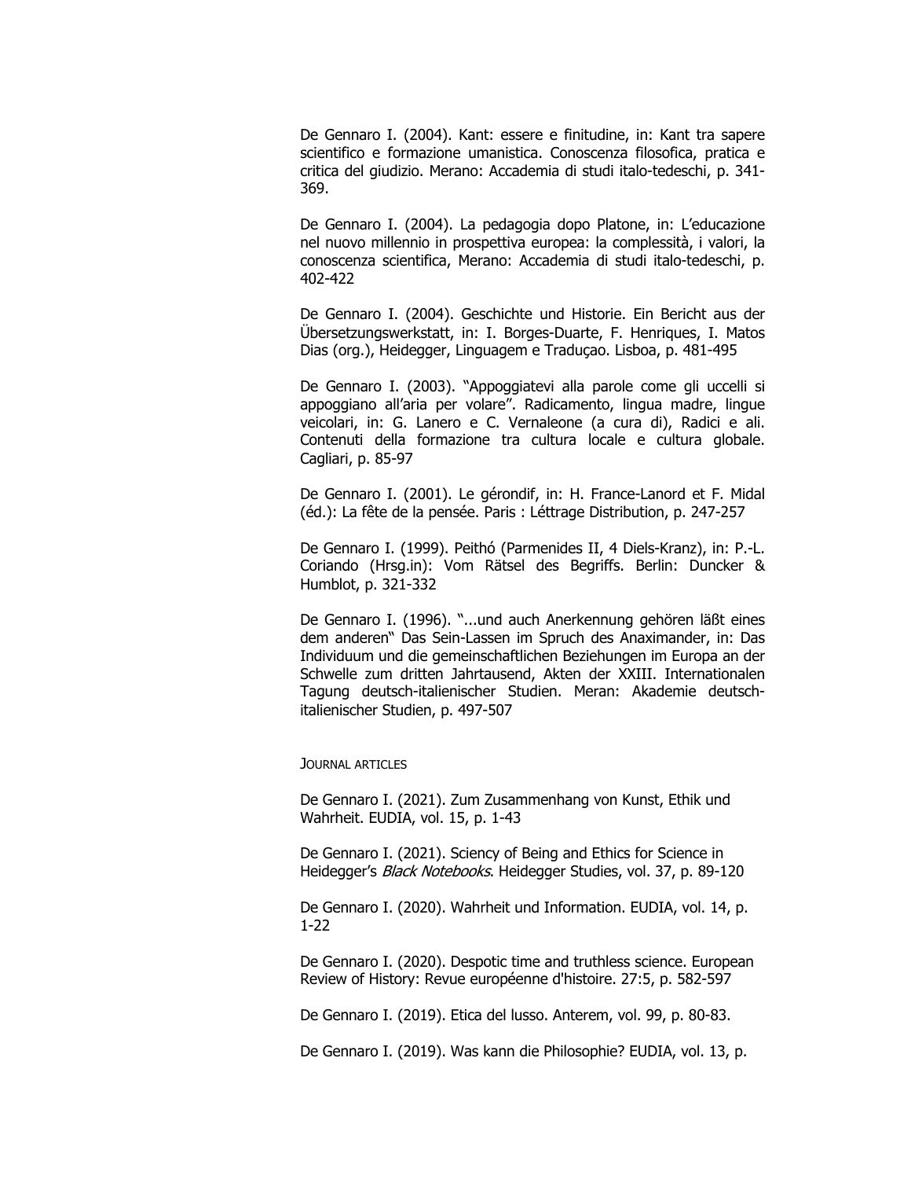De Gennaro I. (2004). Kant: essere e finitudine, in: Kant tra sapere scientifico e formazione umanistica. Conoscenza filosofica, pratica e critica del giudizio. Merano: Accademia di studi italo-tedeschi, p. 341-369.

De Gennaro I. (2004). La pedagogia dopo Platone, in: L'educazione nel nuovo millennio in prospettiva europea: la complessità, i valori, la conoscenza scientifica, Merano: Accademia di studi italo-tedeschi, p. 402-422

De Gennaro I. (2004). Geschichte und Historie. Ein Bericht aus der Übersetzungswerkstatt, in: I. Borges-Duarte, F. Henriques, I. Matos Dias (org.), Heidegger, Linguagem e Traduçao. Lisboa, p. 481-495

De Gennaro I. (2003). "Appoggiatevi alla parole come gli uccelli si appoggiano all'aria per volare". Radicamento, lingua madre, lingue veicolari, in: G. Lanero e C. Vernaleone (a cura di), Radici e ali. Contenuti della formazione tra cultura locale e cultura globale. Cagliari, p. 85-97

De Gennaro I. (2001). Le gérondif, in: H. France-Lanord et F. Midal (éd.): La fête de la pensée. Paris : Léttrage Distribution, p. 247-257

De Gennaro I. (1999). Peithó (Parmenides II, 4 Diels-Kranz), in: P.-L. Coriando (Hrsg.in): Vom Rätsel des Begriffs. Berlin: Duncker & Humblot, p. 321-332

De Gennaro I. (1996). "...und auch Anerkennung gehören läßt eines dem anderen" Das Sein-Lassen im Spruch des Anaximander, in: Das Individuum und die gemeinschaftlichen Beziehungen im Europa an der Schwelle zum dritten Jahrtausend, Akten der XXIII. Internationalen Tagung deutsch-italienischer Studien. Meran: Akademie deutsch-italienischer Studien, p. 497-507

### Journal articles

De Gennaro I. (2021). Zum Zusammenhang von Kunst, Ethik und Wahrheit. EUDIA, vol. 15, p. 1-43

De Gennaro I. (2021). Sciency of Being and Ethics for Science in Heidegger's *Black Notebooks*. Heidegger Studies, vol. 37, p. 89-120

De Gennaro I. (2020). Wahrheit und Information. EUDIA, vol. 14, p. 1-22

De Gennaro I. (2020). Despotic time and truthless science. European Review of History: Revue européenne d'histoire. 27:5, p. 582-597

De Gennaro I. (2019). Etica del lusso. Anterem, vol. 99, p. 80-83.

De Gennaro I. (2019). Was kann die Philosophie? EUDIA, vol. 13, p.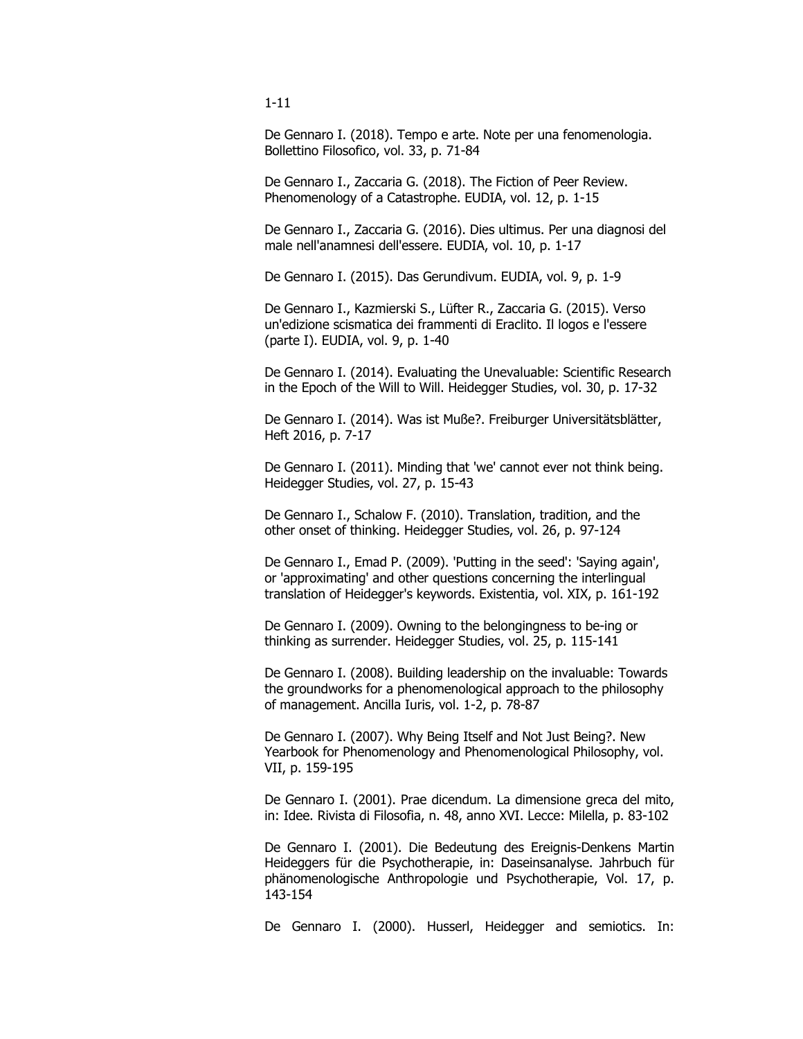1-11

De Gennaro I. (2018). Tempo e arte. Note per una fenomenologia. Bollettino Filosofico, vol. 33, p. 71-84

De Gennaro I., Zaccaria G. (2018). The Fiction of Peer Review. Phenomenology of a Catastrophe. EUDIA, vol. 12, p. 1-15

De Gennaro I., Zaccaria G. (2016). Dies ultimus. Per una diagnosi del male nell'anamnesi dell'essere. EUDIA, vol. 10, p. 1-17

De Gennaro I. (2015). Das Gerundivum. EUDIA, vol. 9, p. 1-9

De Gennaro I., Kazmierski S., Lüfter R., Zaccaria G. (2015). Verso un'edizione scismatica dei frammenti di Eraclito. Il logos e l'essere (parte I). EUDIA, vol. 9, p. 1-40

De Gennaro I. (2014). Evaluating the Unevaluable: Scientific Research in the Epoch of the Will to Will. Heidegger Studies, vol. 30, p. 17-32

De Gennaro I. (2014). Was ist Muße?. Freiburger Universitätsblätter, Heft 2016, p. 7-17

De Gennaro I. (2011). Minding that 'we' cannot ever not think being. Heidegger Studies, vol. 27, p. 15-43

De Gennaro I., Schalow F. (2010). Translation, tradition, and the other onset of thinking. Heidegger Studies, vol. 26, p. 97-124

De Gennaro I., Emad P. (2009). 'Putting in the seed': 'Saying again', or 'approximating' and other questions concerning the interlingual translation of Heidegger's keywords. Existentia, vol. XIX, p. 161-192

De Gennaro I. (2009). Owning to the belongingness to be-ing or thinking as surrender. Heidegger Studies, vol. 25, p. 115-141

De Gennaro I. (2008). Building leadership on the invaluable: Towards the groundworks for a phenomenological approach to the philosophy of management. Ancilla Iuris, vol. 1-2, p. 78-87

De Gennaro I. (2007). Why Being Itself and Not Just Being?. New Yearbook for Phenomenology and Phenomenological Philosophy, vol. VII, p. 159-195

De Gennaro I. (2001). Prae dicendum. La dimensione greca del mito, in: Idee. Rivista di Filosofia, n. 48, anno XVI. Lecce: Milella, p. 83-102

De Gennaro I. (2001). Die Bedeutung des Ereignis-Denkens Martin Heideggers für die Psychotherapie, in: Daseinsanalyse. Jahrbuch für phänomenologische Anthropologie und Psychotherapie, Vol. 17, p. 143-154

De Gennaro I. (2000). Husserl, Heidegger and semiotics. In: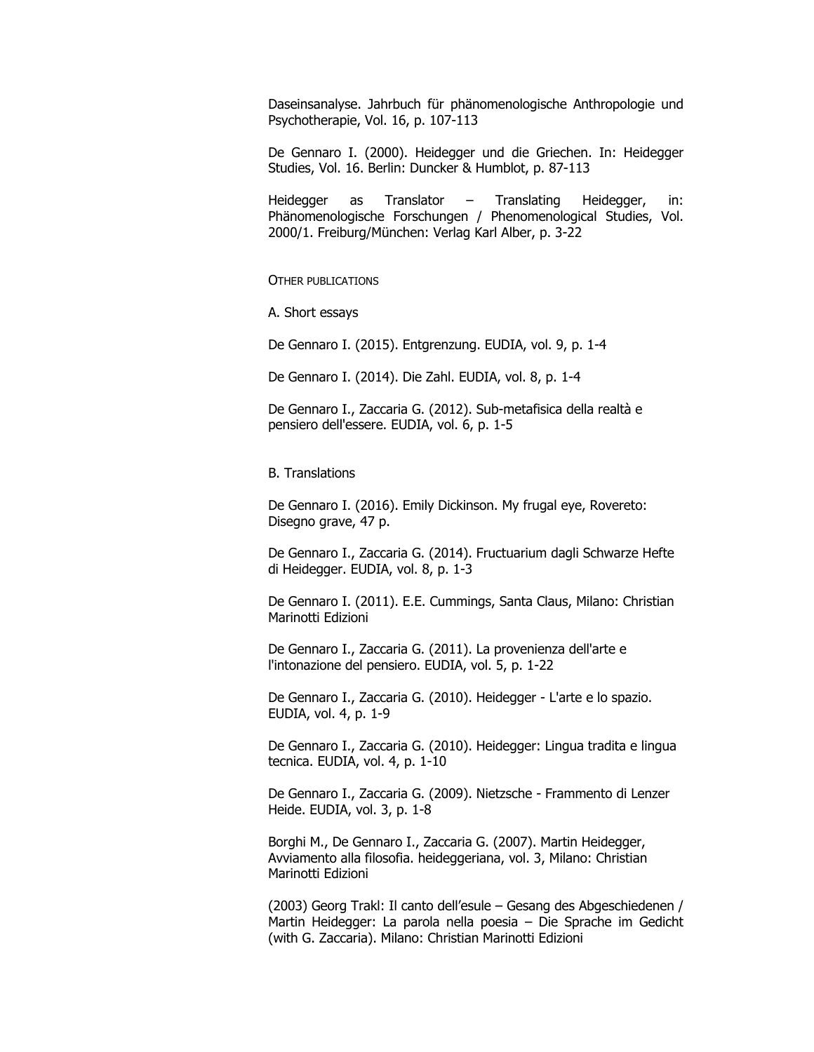Daseinsanalyse. Jahrbuch für phänomenologische Anthropologie und Psychotherapie, Vol. 16, p. 107-113

De Gennaro I. (2000). Heidegger und die Griechen. In: Heidegger Studies, Vol. 16. Berlin: Duncker & Humblot, p. 87-113

Heidegger as Translator – Translating Heidegger, in: Phänomenologische Forschungen / Phenomenological Studies, Vol. 2000/1. Freiburg/München: Verlag Karl Alber, p. 3-22

### Other publications

A. Short essays

De Gennaro I. (2015). Entgrenzung. EUDIA, vol. 9, p. 1-4

De Gennaro I. (2014). Die Zahl. EUDIA, vol. 8, p. 1-4

De Gennaro I., Zaccaria G. (2012). Sub-metafisica della realtà e pensiero dell'essere. EUDIA, vol. 6, p. 1-5

B. Translations

De Gennaro I. (2016). Emily Dickinson. My frugal eye, Rovereto: Disegno grave, 47 p.

De Gennaro I., Zaccaria G. (2014). Fructuarium dagli Schwarze Hefte di Heidegger. EUDIA, vol. 8, p. 1-3

De Gennaro I. (2011). E.E. Cummings, Santa Claus, Milano: Christian Marinotti Edizioni

De Gennaro I., Zaccaria G. (2011). La provenienza dell'arte e l'intonazione del pensiero. EUDIA, vol. 5, p. 1-22

De Gennaro I., Zaccaria G. (2010). Heidegger - L'arte e lo spazio. EUDIA, vol. 4, p. 1-9

De Gennaro I., Zaccaria G. (2010). Heidegger: Lingua tradita e lingua tecnica. EUDIA, vol. 4, p. 1-10

De Gennaro I., Zaccaria G. (2009). Nietzsche - Frammento di Lenzer Heide. EUDIA, vol. 3, p. 1-8

Borghi M., De Gennaro I., Zaccaria G. (2007). Martin Heidegger, Avviamento alla filosofia. heideggeriana, vol. 3, Milano: Christian Marinotti Edizioni

(2003) Georg Trakl: Il canto dell'esule – Gesang des Abgeschiedenen / Martin Heidegger: La parola nella poesia – Die Sprache im Gedicht (with G. Zaccaria). Milano: Christian Marinotti Edizioni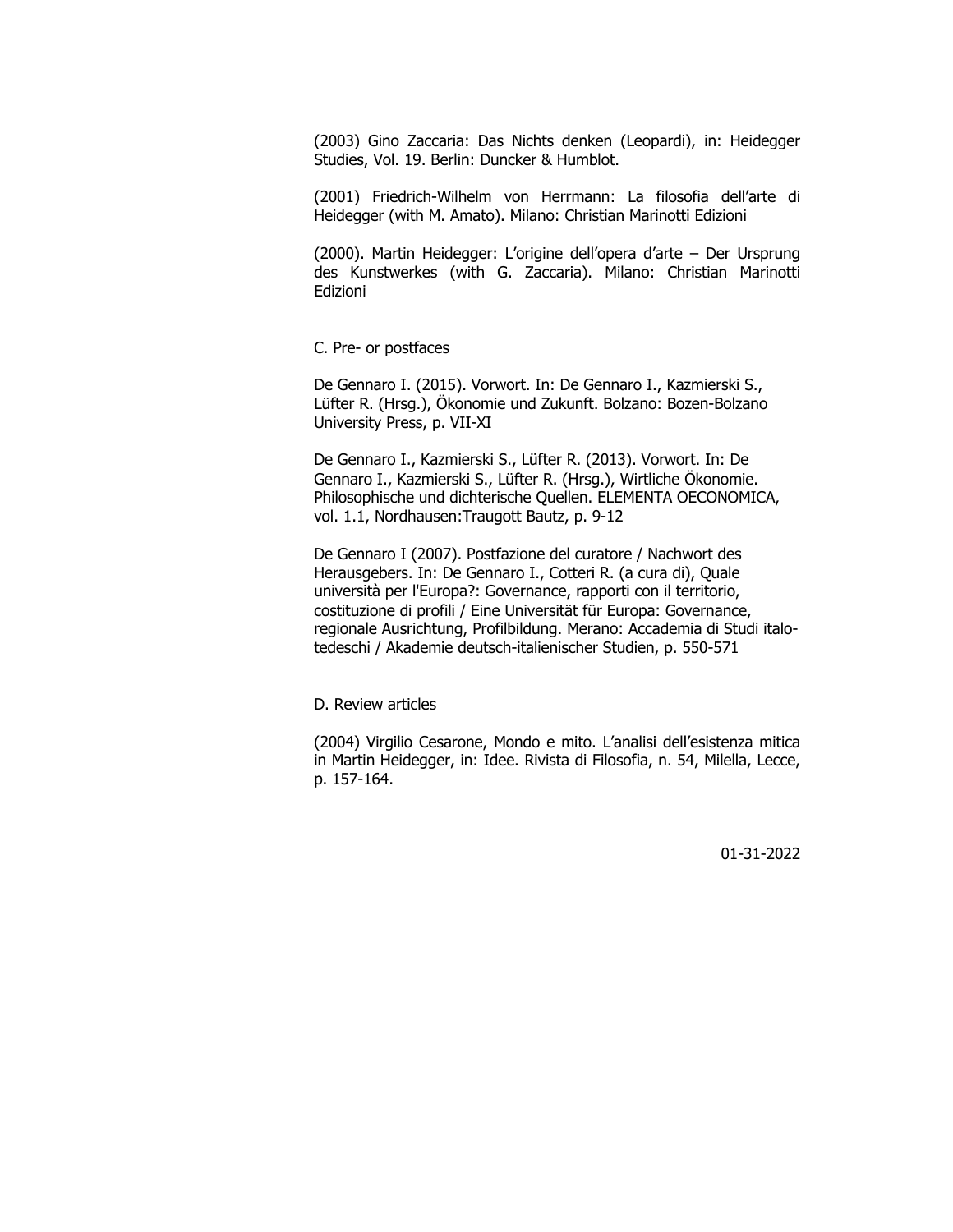(2003) Gino Zaccaria: Das Nichts denken (Leopardi), in: Heidegger Studies, Vol. 19. Berlin: Duncker & Humblot.

(2001) Friedrich-Wilhelm von Herrmann: La filosofia dell'arte di Heidegger (with M. Amato). Milano: Christian Marinotti Edizioni

(2000). Martin Heidegger: L'origine dell'opera d'arte – Der Ursprung des Kunstwerkes (with G. Zaccaria). Milano: Christian Marinotti Edizioni

C. Pre- or postfaces

De Gennaro I. (2015). Vorwort. In: De Gennaro I., Kazmierski S., Lüfter R. (Hrsg.), Ökonomie und Zukunft. Bolzano: Bozen-Bolzano University Press, p. VII-XI

De Gennaro I., Kazmierski S., Lüfter R. (2013). Vorwort. In: De Gennaro I., Kazmierski S., Lüfter R. (Hrsg.), Wirtliche Ökonomie. Philosophische und dichterische Quellen. ELEMENTA OECONOMICA, vol. 1.1, Nordhausen:Traugott Bautz, p. 9-12

De Gennaro I (2007). Postfazione del curatore / Nachwort des Herausgebers. In: De Gennaro I., Cotteri R. (a cura di), Quale università per l'Europa?: Governance, rapporti con il territorio, costituzione di profili / Eine Universität für Europa: Governance, regionale Ausrichtung, Profilbildung. Merano: Accademia di Studi italo-tedeschi / Akademie deutsch-italienischer Studien, p. 550-571

D. Review articles

(2004) Virgilio Cesarone, Mondo e mito. L'analisi dell'esistenza mitica in Martin Heidegger, in: Idee. Rivista di Filosofia, n. 54, Milella, Lecce, p. 157-164.

01-31-2022